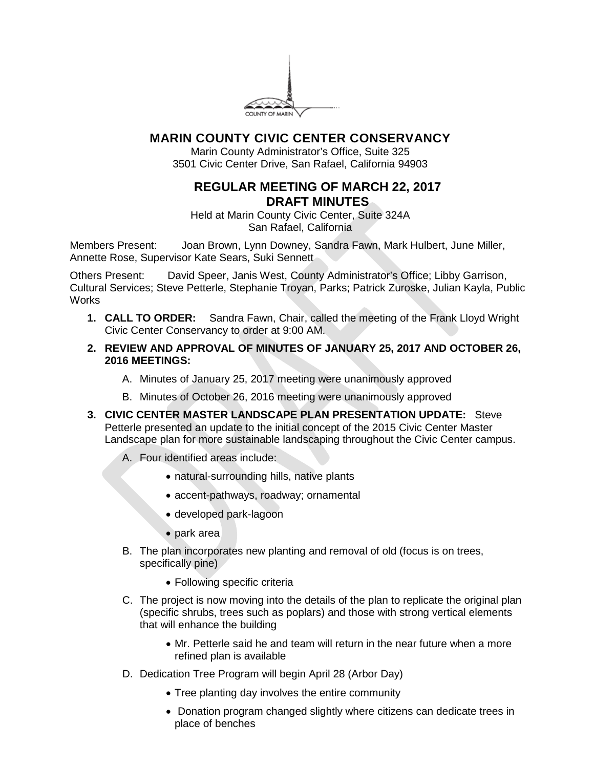# MARIN COUNTY CIVIC CENTER CONSERVANCY

Marin County Administrator's Office, Suite 325
3501 Civic Center Drive, San Rafael, California 94903

## REGULAR MEETING OF MARCH 22, 2017
## DRAFT MINUTES

Held at Marin County Civic Center, Suite 324A
San Rafael, California

Members Present: Joan Brown, Lynn Downey, Sandra Fawn, Mark Hulbert, June Miller, Annette Rose, Supervisor Kate Sears, Suki Sennett

Others Present: David Speer, Janis West, County Administrator's Office; Libby Garrison, Cultural Services; Steve Petterle, Stephanie Troyan, Parks; Patrick Zuroske, Julian Kayla, Public Works

1. **CALL TO ORDER:** Sandra Fawn, Chair, called the meeting of the Frank Lloyd Wright Civic Center Conservancy to order at 9:00 AM.

2. **REVIEW AND APPROVAL OF MINUTES OF JANUARY 25, 2017 AND OCTOBER 26, 2016 MEETINGS:**

   A. Minutes of January 25, 2017 meeting were unanimously approved

   B. Minutes of October 26, 2016 meeting were unanimously approved

3. **CIVIC CENTER MASTER LANDSCAPE PLAN PRESENTATION UPDATE:** Steve Petterle presented an update to the initial concept of the 2015 Civic Center Master Landscape plan for more sustainable landscaping throughout the Civic Center campus.

   A. Four identified areas include:

      - natural-surrounding hills, native plants
      - accent-pathways, roadway; ornamental
      - developed park-lagoon
      - park area

   B. The plan incorporates new planting and removal of old (focus is on trees, specifically pine)

      - Following specific criteria

   C. The project is now moving into the details of the plan to replicate the original plan (specific shrubs, trees such as poplars) and those with strong vertical elements that will enhance the building

      - Mr. Petterle said he and team will return in the near future when a more refined plan is available

   D. Dedication Tree Program will begin April 28 (Arbor Day)

      - Tree planting day involves the entire community
      - Donation program changed slightly where citizens can dedicate trees in place of benches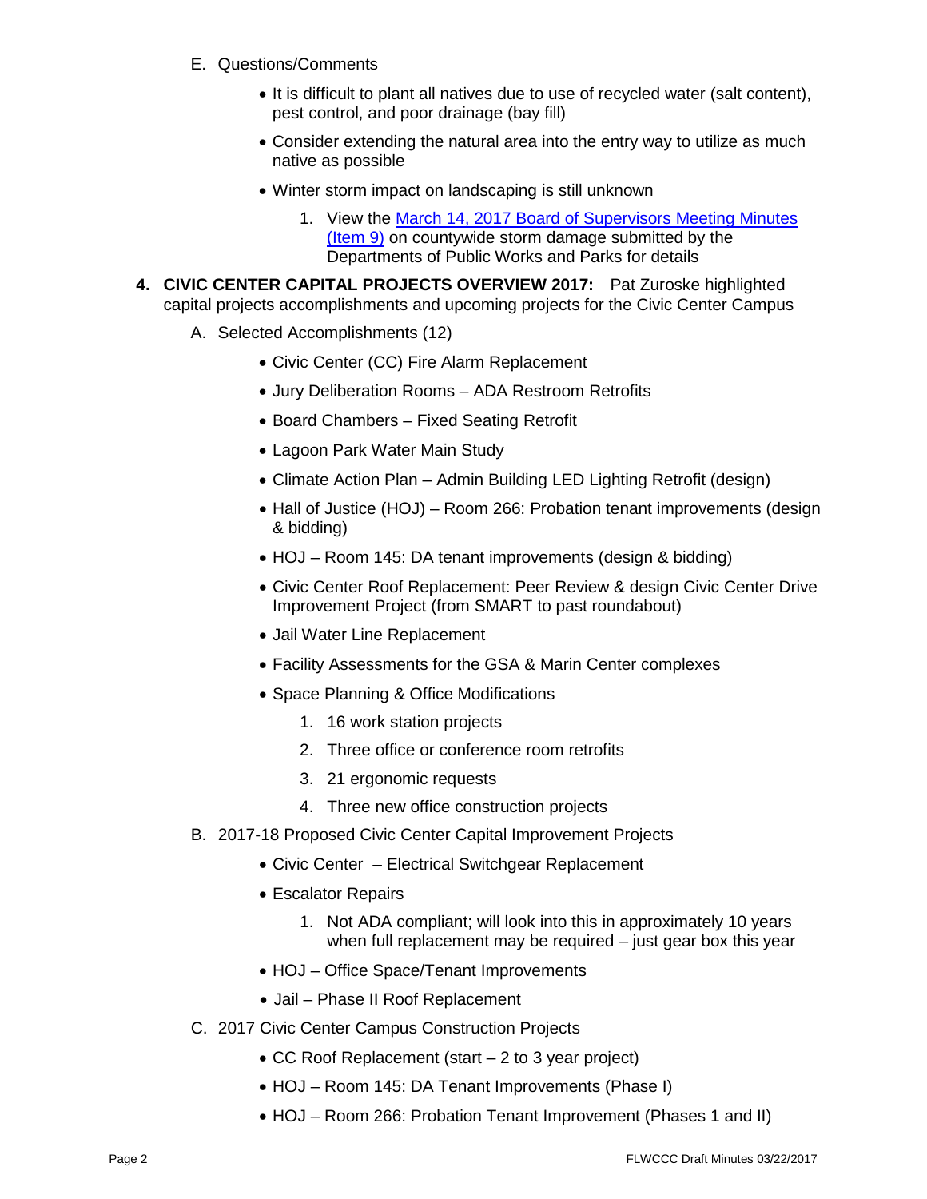E. Questions/Comments

- It is difficult to plant all natives due to use of recycled water (salt content), pest control, and poor drainage (bay fill)
- Consider extending the natural area into the entry way to utilize as much native as possible
- Winter storm impact on landscaping is still unknown
    1. View the [March 14, 2017 Board of Supervisors Meeting Minutes (Item 9)]() on countywide storm damage submitted by the Departments of Public Works and Parks for details

**4. CIVIC CENTER CAPITAL PROJECTS OVERVIEW 2017:** Pat Zuroske highlighted capital projects accomplishments and upcoming projects for the Civic Center Campus

A. Selected Accomplishments (12)

- Civic Center (CC) Fire Alarm Replacement
- Jury Deliberation Rooms – ADA Restroom Retrofits
- Board Chambers – Fixed Seating Retrofit
- Lagoon Park Water Main Study
- Climate Action Plan – Admin Building LED Lighting Retrofit (design)
- Hall of Justice (HOJ) – Room 266: Probation tenant improvements (design & bidding)
- HOJ – Room 145: DA tenant improvements (design & bidding)
- Civic Center Roof Replacement: Peer Review & design Civic Center Drive Improvement Project (from SMART to past roundabout)
- Jail Water Line Replacement
- Facility Assessments for the GSA & Marin Center complexes
- Space Planning & Office Modifications
    1. 16 work station projects
    2. Three office or conference room retrofits
    3. 21 ergonomic requests
    4. Three new office construction projects

B. 2017-18 Proposed Civic Center Capital Improvement Projects

- Civic Center – Electrical Switchgear Replacement
- Escalator Repairs
    1. Not ADA compliant; will look into this in approximately 10 years when full replacement may be required – just gear box this year
- HOJ – Office Space/Tenant Improvements
- Jail – Phase II Roof Replacement

C. 2017 Civic Center Campus Construction Projects

- CC Roof Replacement (start – 2 to 3 year project)
- HOJ – Room 145: DA Tenant Improvements (Phase I)
- HOJ – Room 266: Probation Tenant Improvement (Phases 1 and II)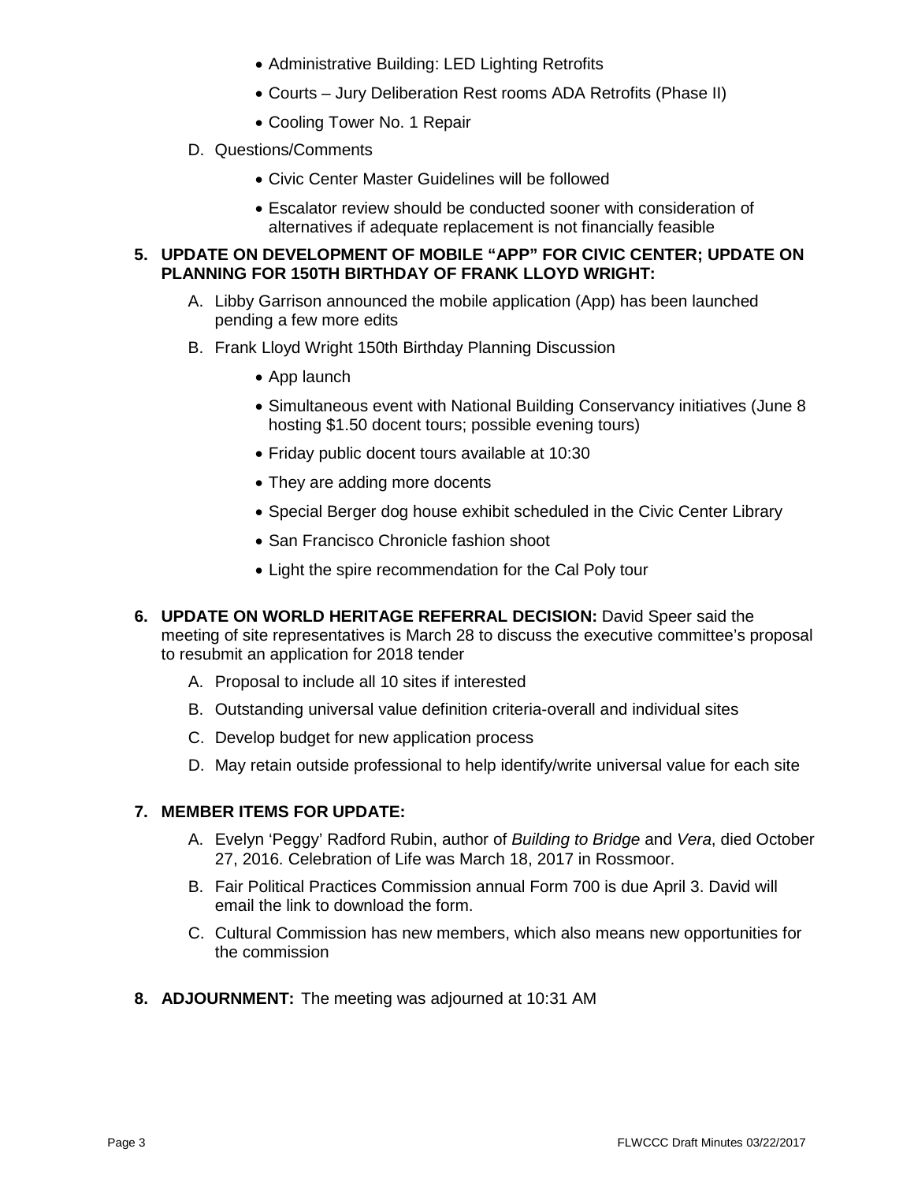- Administrative Building: LED Lighting Retrofits
- Courts – Jury Deliberation Rest rooms ADA Retrofits (Phase II)
- Cooling Tower No. 1 Repair

D. Questions/Comments

- Civic Center Master Guidelines will be followed
- Escalator review should be conducted sooner with consideration of alternatives if adequate replacement is not financially feasible

**5. UPDATE ON DEVELOPMENT OF MOBILE "APP" FOR CIVIC CENTER; UPDATE ON PLANNING FOR 150TH BIRTHDAY OF FRANK LLOYD WRIGHT:**

A. Libby Garrison announced the mobile application (App) has been launched pending a few more edits

B. Frank Lloyd Wright 150th Birthday Planning Discussion

- App launch
- Simultaneous event with National Building Conservancy initiatives (June 8 hosting $1.50 docent tours; possible evening tours)
- Friday public docent tours available at 10:30
- They are adding more docents
- Special Berger dog house exhibit scheduled in the Civic Center Library
- San Francisco Chronicle fashion shoot
- Light the spire recommendation for the Cal Poly tour

**6. UPDATE ON WORLD HERITAGE REFERRAL DECISION:** David Speer said the meeting of site representatives is March 28 to discuss the executive committee's proposal to resubmit an application for 2018 tender

A. Proposal to include all 10 sites if interested

B. Outstanding universal value definition criteria-overall and individual sites

C. Develop budget for new application process

D. May retain outside professional to help identify/write universal value for each site

**7. MEMBER ITEMS FOR UPDATE:**

A. Evelyn 'Peggy' Radford Rubin, author of *Building to Bridge* and *Vera*, died October 27, 2016. Celebration of Life was March 18, 2017 in Rossmoor.

B. Fair Political Practices Commission annual Form 700 is due April 3. David will email the link to download the form.

C. Cultural Commission has new members, which also means new opportunities for the commission

**8. ADJOURNMENT:** The meeting was adjourned at 10:31 AM